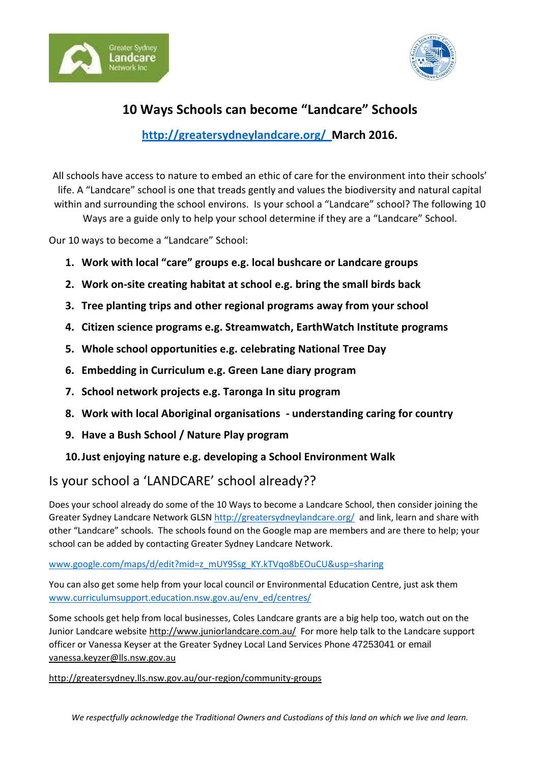# 10 Ways Schools can become "Landcare" Schools

**[http://greatersydneylandcare.org/](http://greatersydneylandcare.org/) March 2016.**

All schools have access to nature to embed an ethic of care for the environment into their schools' life. A "Landcare" school is one that treads gently and values the biodiversity and natural capital within and surrounding the school environs. Is your school a "Landcare" school? The following 10 Ways are a guide only to help your school determine if they are a "Landcare" School.

Our 10 ways to become a "Landcare" School:

1. **Work with local "care" groups e.g. local bushcare or Landcare groups**
2. **Work on-site creating habitat at school e.g. bring the small birds back**
3. **Tree planting trips and other regional programs away from your school**
4. **Citizen science programs e.g. Streamwatch, EarthWatch Institute programs**
5. **Whole school opportunities e.g. celebrating National Tree Day**
6. **Embedding in Curriculum e.g. Green Lane diary program**
7. **School network projects e.g. Taronga In situ program**
8. **Work with local Aboriginal organisations - understanding caring for country**
9. **Have a Bush School / Nature Play program**
10. **Just enjoying nature e.g. developing a School Environment Walk**

## Is your school a 'LANDCARE' school already??

Does your school already do some of the 10 Ways to become a Landcare School, then consider joining the Greater Sydney Landcare Network GLSN http://greatersydneylandcare.org/ and link, learn and share with other "Landcare" schools. The schools found on the Google map are members and are there to help; your school can be added by contacting Greater Sydney Landcare Network.

www.google.com/maps/d/edit?mid=z_mUY9Ssg_KY.kTVqo8bEOuCU&usp=sharing

You can also get some help from your local council or Environmental Education Centre, just ask them www.curriculumsupport.education.nsw.gov.au/env_ed/centres/

Some schools get help from local businesses, Coles Landcare grants are a big help too, watch out on the Junior Landcare website http://www.juniorlandcare.com.au/ For more help talk to the Landcare support officer or Vanessa Keyser at the Greater Sydney Local Land Services Phone 47253041 or email vanessa.keyzer@lls.nsw.gov.au

http://greatersydney.lls.nsw.gov.au/our-region/community-groups

*We respectfully acknowledge the Traditional Owners and Custodians of this land on which we live and learn.*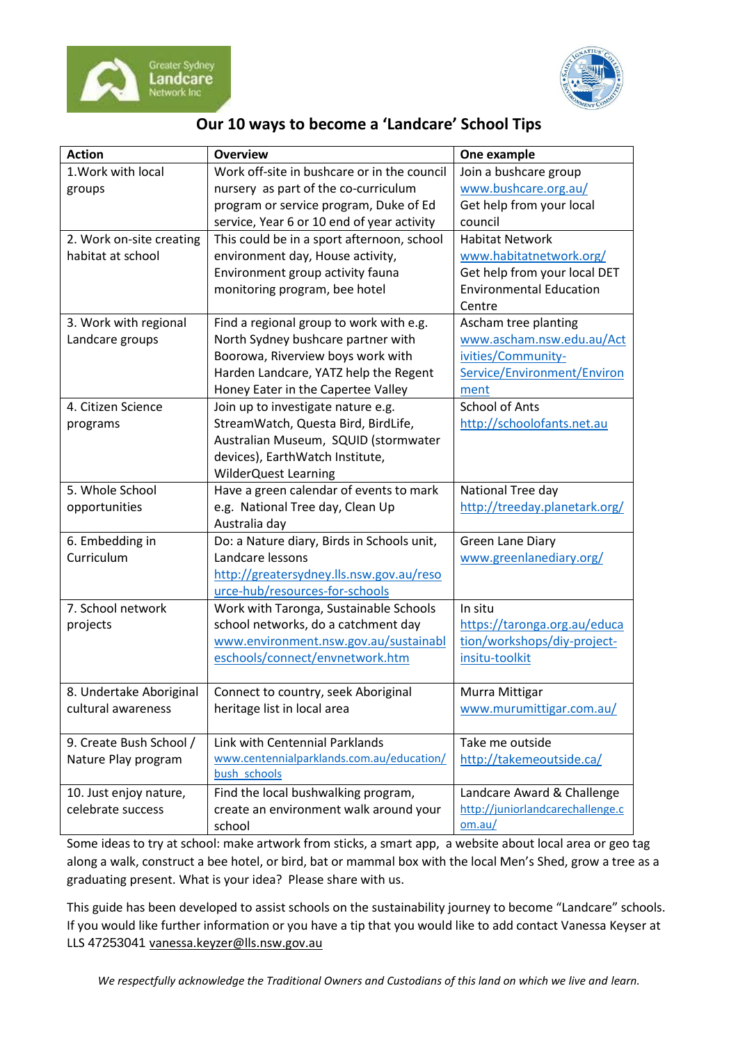# Our 10 ways to become a 'Landcare' School Tips

| Action | Overview | One example |
|---|---|---|
| 1.Work with local groups | Work off-site in bushcare or in the council nursery as part of the co-curriculum program or service program, Duke of Ed service, Year 6 or 10 end of year activity | Join a bushcare group www.bushcare.org.au/ Get help from your local council |
| 2. Work on-site creating habitat at school | This could be in a sport afternoon, school environment day, House activity, Environment group activity fauna monitoring program, bee hotel | Habitat Network www.habitatnetwork.org/ Get help from your local DET Environmental Education Centre |
| 3. Work with regional Landcare groups | Find a regional group to work with e.g. North Sydney bushcare partner with Boorowa, Riverview boys work with Harden Landcare, YATZ help the Regent Honey Eater in the Capertee Valley | Ascham tree planting www.ascham.nsw.edu.au/Activities/Community-Service/Environment/Environment |
| 4. Citizen Science programs | Join up to investigate nature e.g. StreamWatch, Questa Bird, BirdLife, Australian Museum, SQUID (stormwater devices), EarthWatch Institute, WilderQuest Learning | School of Ants http://schoolofants.net.au |
| 5. Whole School opportunities | Have a green calendar of events to mark e.g. National Tree day, Clean Up Australia day | National Tree day http://treeday.planetark.org/ |
| 6. Embedding in Curriculum | Do: a Nature diary, Birds in Schools unit, Landcare lessons http://greatersydney.lls.nsw.gov.au/resource-hub/resources-for-schools | Green Lane Diary www.greenlanediary.org/ |
| 7. School network projects | Work with Taronga, Sustainable Schools school networks, do a catchment day www.environment.nsw.gov.au/sustainableschools/connect/envnetwork.htm | In situ https://taronga.org.au/education/workshops/diy-project-insitu-toolkit |
| 8. Undertake Aboriginal cultural awareness | Connect to country, seek Aboriginal heritage list in local area | Murra Mittigar www.murumittigar.com.au/ |
| 9. Create Bush School / Nature Play program | Link with Centennial Parklands www.centennialparklands.com.au/education/bush_schools | Take me outside http://takemeoutside.ca/ |
| 10. Just enjoy nature, celebrate success | Find the local bushwalking program, create an environment walk around your school | Landcare Award & Challenge http://juniorlandcarechallenge.com.au/ |

Some ideas to try at school: make artwork from sticks, a smart app, a website about local area or geo tag along a walk, construct a bee hotel, or bird, bat or mammal box with the local Men's Shed, grow a tree as a graduating present. What is your idea? Please share with us.

This guide has been developed to assist schools on the sustainability journey to become "Landcare" schools. If you would like further information or you have a tip that you would like to add contact Vanessa Keyser at LLS 47253041 vanessa.keyzer@lls.nsw.gov.au

*We respectfully acknowledge the Traditional Owners and Custodians of this land on which we live and learn.*